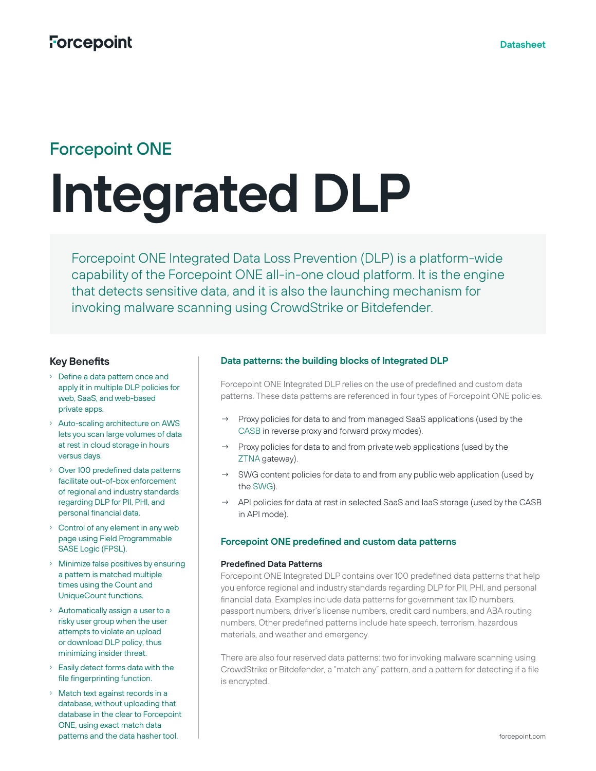Forcepoint

Datasheet

## Forcepoint ONE

# Integrated DLP

Forcepoint ONE Integrated Data Loss Prevention (DLP) is a platform-wide capability of the Forcepoint ONE all-in-one cloud platform. It is the engine that detects sensitive data, and it is also the launching mechanism for invoking malware scanning using CrowdStrike or Bitdefender.

### Key Benefits

- Define a data pattern once and apply it in multiple DLP policies for web, SaaS, and web-based private apps.
- Auto-scaling architecture on AWS lets you scan large volumes of data at rest in cloud storage in hours versus days.
- Over 100 predefined data patterns facilitate out-of-box enforcement of regional and industry standards regarding DLP for PII, PHI, and personal financial data.
- Control of any element in any web page using Field Programmable SASE Logic (FPSL).
- Minimize false positives by ensuring a pattern is matched multiple times using the Count and UniqueCount functions.
- Automatically assign a user to a risky user group when the user attempts to violate an upload or download DLP policy, thus minimizing insider threat.
- Easily detect forms data with the file fingerprinting function.
- Match text against records in a database, without uploading that database in the clear to Forcepoint ONE, using exact match data patterns and the data hasher tool.

### Data patterns: the building blocks of Integrated DLP

Forcepoint ONE Integrated DLP relies on the use of predefined and custom data patterns. These data patterns are referenced in four types of Forcepoint ONE policies.

- Proxy policies for data to and from managed SaaS applications (used by the CASB in reverse proxy and forward proxy modes).
- Proxy policies for data to and from private web applications (used by the ZTNA gateway).
- SWG content policies for data to and from any public web application (used by the SWG).
- API policies for data at rest in selected SaaS and IaaS storage (used by the CASB in API mode).

### Forcepoint ONE predefined and custom data patterns

#### Predefined Data Patterns

Forcepoint ONE Integrated DLP contains over 100 predefined data patterns that help you enforce regional and industry standards regarding DLP for PII, PHI, and personal financial data. Examples include data patterns for government tax ID numbers, passport numbers, driver's license numbers, credit card numbers, and ABA routing numbers. Other predefined patterns include hate speech, terrorism, hazardous materials, and weather and emergency.

There are also four reserved data patterns: two for invoking malware scanning using CrowdStrike or Bitdefender, a "match any" pattern, and a pattern for detecting if a file is encrypted.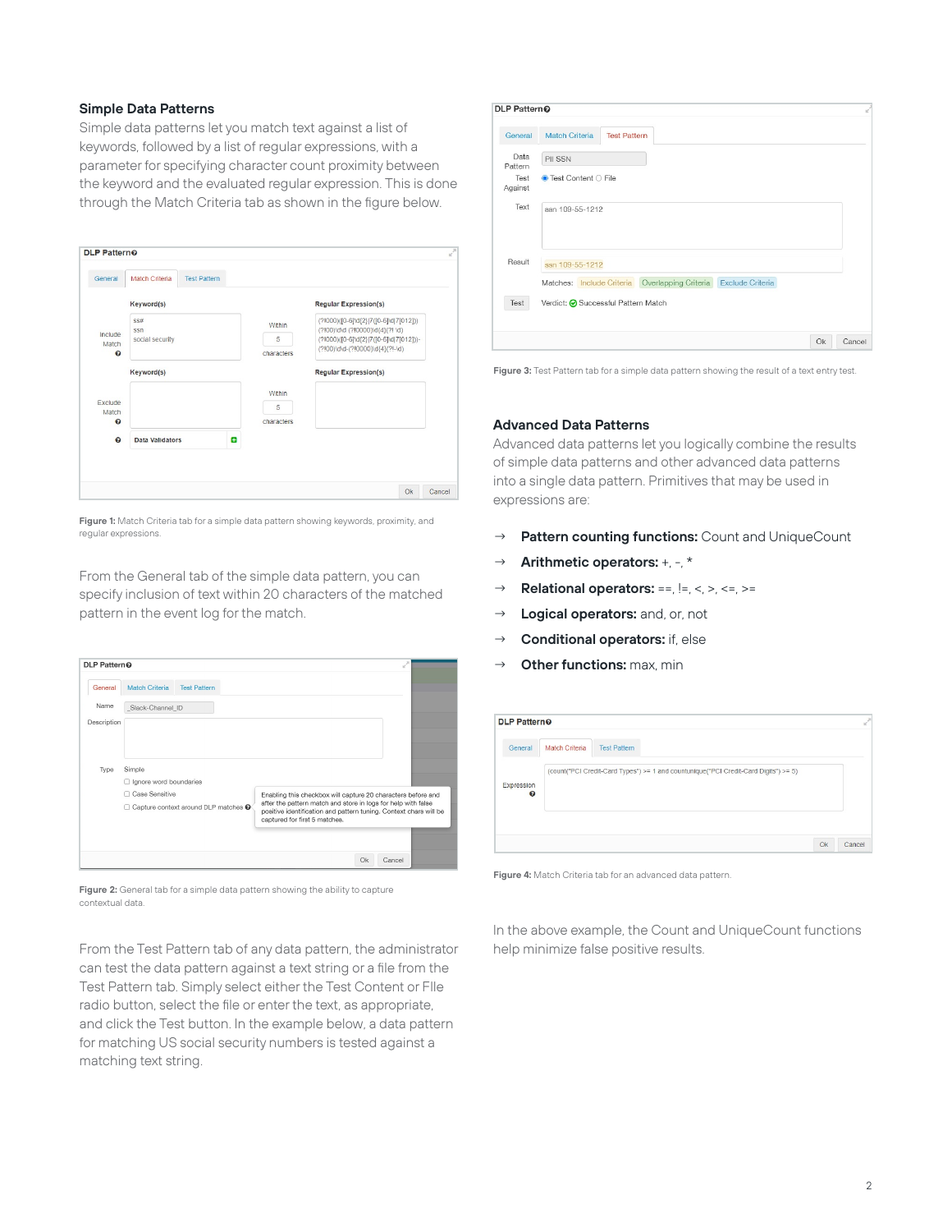## Simple Data Patterns

Simple data patterns let you match text against a list of keywords, followed by a list of regular expressions, with a parameter for specifying character count proximity between the keyword and the evaluated regular expression. This is done through the Match Criteria tab as shown in the figure below.

**Figure 1:** Match Criteria tab for a simple data pattern showing keywords, proximity, and regular expressions.

From the General tab of the simple data pattern, you can specify inclusion of text within 20 characters of the matched pattern in the event log for the match.

**Figure 2:** General tab for a simple data pattern showing the ability to capture contextual data.

From the Test Pattern tab of any data pattern, the administrator can test the data pattern against a test string or a file from the Test Pattern tab. Simply select either the Test Content or FIle radio button, select the file or enter the text, as appropriate, and click the Test button. In the example below, a data pattern for matching US social security numbers is tested against a matching text string.

**Figure 3:** Test Pattern tab for a simple data pattern showing the result of a text entry test.

## Advanced Data Patterns

Advanced data patterns let you logically combine the results of simple data patterns and other advanced data patterns into a single data pattern. Primitives that may be used in expressions are:

- **Pattern counting functions:** Count and UniqueCount
- **Arithmetic operators:** +, -, *
- **Relational operators:** ==, !=, <, >, <=, >=
- **Logical operators:** and, or, not
- **Conditional operators:** if, else
- **Other functions:** max, min

**Figure 4:** Match Criteria tab for an advanced data pattern.

In the above example, the Count and UniqueCount functions help minimize false positive results.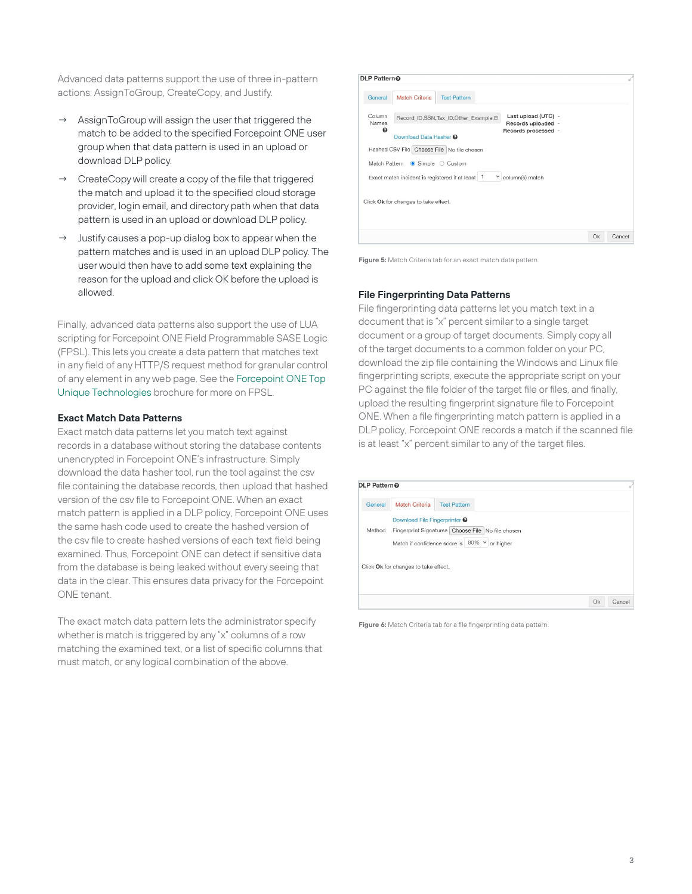Advanced data patterns support the use of three in-pattern actions: AssignToGroup, CreateCopy, and Justify.

→ AssignToGroup will assign the user that triggered the match to be added to the specified Forcepoint ONE user group when that data pattern is used in an upload or download DLP policy.

→ CreateCopy will create a copy of the file that triggered the match and upload it to the specified cloud storage provider, login email, and directory path when that data pattern is used in an upload or download DLP policy.

→ Justify causes a pop-up dialog box to appear when the pattern matches and is used in an upload DLP policy. The user would then have to add some text explaining the reason for the upload and click OK before the upload is allowed.

Finally, advanced data patterns also support the use of LUA scripting for Forcepoint ONE Field Programmable SASE Logic (FPSL). This lets you create a data pattern that matches text in any field of any HTTP/S request method for granular control of any element in any web page. See the Forcepoint ONE Top Unique Technologies brochure for more on FPSL.

### Exact Match Data Patterns

Exact match data patterns let you match text against records in a database without storing the database contents unencrypted in Forcepoint ONE's infrastructure. Simply download the data hasher tool, run the tool against the csv file containing the database records, then upload that hashed version of the csv file to Forcepoint ONE. When an exact match pattern is applied in a DLP policy, Forcepoint ONE uses the same hash code used to create the hashed version of the csv file to create hashed versions of each text field being examined. Thus, Forcepoint ONE can detect if sensitive data from the database is being leaked without every seeing that data in the clear. This ensures data privacy for the Forcepoint ONE tenant.

The exact match data pattern lets the administrator specify whether is match is triggered by any "x" columns of a row matching the examined text, or a list of specific columns that must match, or any logical combination of the above.

**Figure 5:** Match Criteria tab for an exact match data pattern.

### File Fingerprinting Data Patterns

File fingerprinting data patterns let you match text in a document that is "x" percent similar to a single target document or a group of target documents. Simply copy all of the target documents to a common folder on your PC, download the zip file containing the Windows and Linux file fingerprinting scripts, execute the appropriate script on your PC against the file folder of the target file or files, and finally, upload the resulting fingerprint signature file to Forcepoint ONE. When a file fingerprinting match pattern is applied in a DLP policy, Forcepoint ONE records a match if the scanned file is at least "x" percent similar to any of the target files.

**Figure 6:** Match Criteria tab for a file fingerprinting data pattern.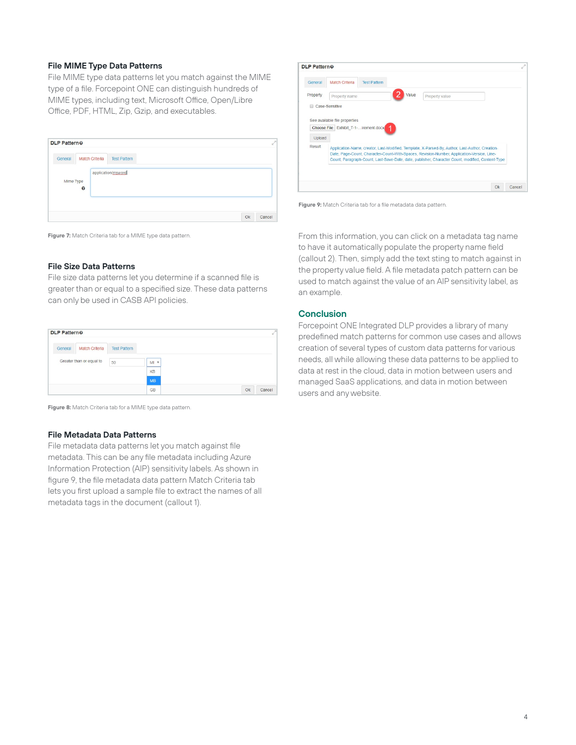### File MIME Type Data Patterns

File MIME type data patterns let you match against the MIME type of a file. Forcepoint ONE can distinguish hundreds of MIME types, including text, Microsoft Office, Open/Libre Office, PDF, HTML, Zip, Gzip, and executables.

**Figure 7:** Match Criteria tab for a MIME type data pattern.

### File Size Data Patterns

File size data patterns let you determine if a scanned file is greater than or equal to a specified size. These data patterns can only be used in CASB API policies.

**Figure 8:** Match Criteria tab for a MIME type data pattern.

### File Metadata Data Patterns

File metadata data patterns let you match against file metadata. This can be any file metadata including Azure Information Protection (AIP) sensitivity labels. As shown in figure 9, the file metadata data pattern Match Criteria tab lets you first upload a sample file to extract the names of all metadata tags in the document (callout 1).

**Figure 9:** Match Criteria tab for a file metadata data pattern.

From this information, you can click on a metadata tag name to have it automatically populate the property name field (callout 2). Then, simply add the text sting to match against in the property value field. A file metadata patch pattern can be used to match against the value of an AIP sensitivity label, as an example.

## Conclusion

Forcepoint ONE Integrated DLP provides a library of many predefined match patterns for common use cases and allows creation of several types of custom data patterns for various needs, all while allowing these data patterns to be applied to data at rest in the cloud, data in motion between users and managed SaaS applications, and data in motion between users and any website.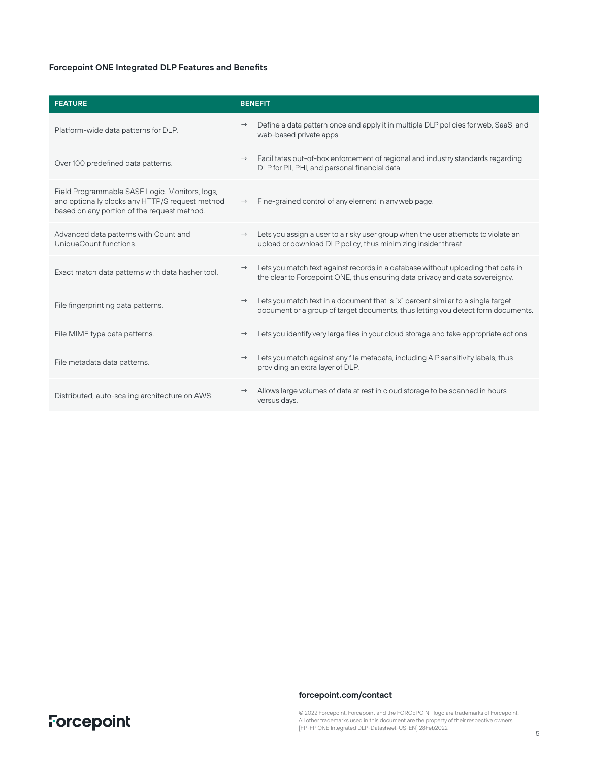### Forcepoint ONE Integrated DLP Features and Benefits

| FEATURE | BENEFIT |
| --- | --- |
| Platform-wide data patterns for DLP. | → Define a data pattern once and apply it in multiple DLP policies for web, SaaS, and web-based private apps. |
| Over 100 predefined data patterns. | → Facilitates out-of-box enforcement of regional and industry standards regarding DLP for PII, PHI, and personal financial data. |
| Field Programmable SASE Logic. Monitors, logs, and optionally blocks any HTTP/S request method based on any portion of the request method. | → Fine-grained control of any element in any web page. |
| Advanced data patterns with Count and UniqueCount functions. | → Lets you assign a user to a risky user group when the user attempts to violate an upload or download DLP policy, thus minimizing insider threat. |
| Exact match data patterns with data hasher tool. | → Lets you match text against records in a database without uploading that data in the clear to Forcepoint ONE, thus ensuring data privacy and data sovereignty. |
| File fingerprinting data patterns. | → Lets you match text in a document that is "x" percent similar to a single target document or a group of target documents, thus letting you detect form documents. |
| File MIME type data patterns. | → Lets you identify very large files in your cloud storage and take appropriate actions. |
| File metadata data patterns. | → Lets you match against any file metadata, including AIP sensitivity labels, thus providing an extra layer of DLP. |
| Distributed, auto-scaling architecture on AWS. | → Allows large volumes of data at rest in cloud storage to be scanned in hours versus days. |

Forcepoint

**forcepoint.com/contact**

© 2022 Forcepoint. Forcepoint and the FORCEPOINT logo are trademarks of Forcepoint. All other trademarks used in this document are the property of their respective owners. [FP-FP ONE Integrated DLP-Datasheet-US-EN] 28Feb2022